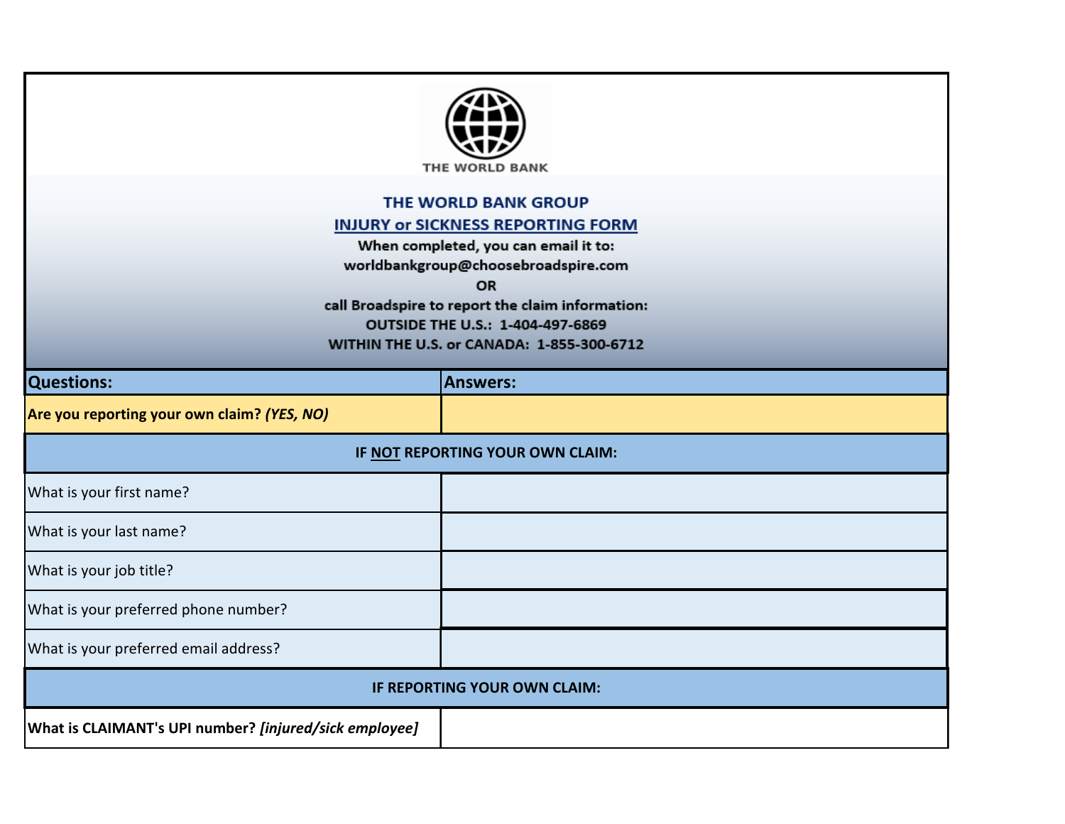THE WORLD BANK

# THE WORLD BANK GROUP

## INJURY or SICKNESS REPORTING FORM

**When completed, you can email it to:**
**worldbankgroup@choosebroadspire.com**
**OR**
**call Broadspire to report the claim information:**
**OUTSIDE THE U.S.: 1-404-497-6869**
**WITHIN THE U.S. or CANADA: 1-855-300-6712**

| Questions: | Answers: |
|---|---|
| **Are you reporting your own claim? *(YES, NO)*** | |
| **IF NOT REPORTING YOUR OWN CLAIM:** | |
| What is your first name? | |
| What is your last name? | |
| What is your job title? | |
| What is your preferred phone number? | |
| What is your preferred email address? | |
| **IF REPORTING YOUR OWN CLAIM:** | |
| **What is CLAIMANT's UPI number? *[injured/sick employee]*** | |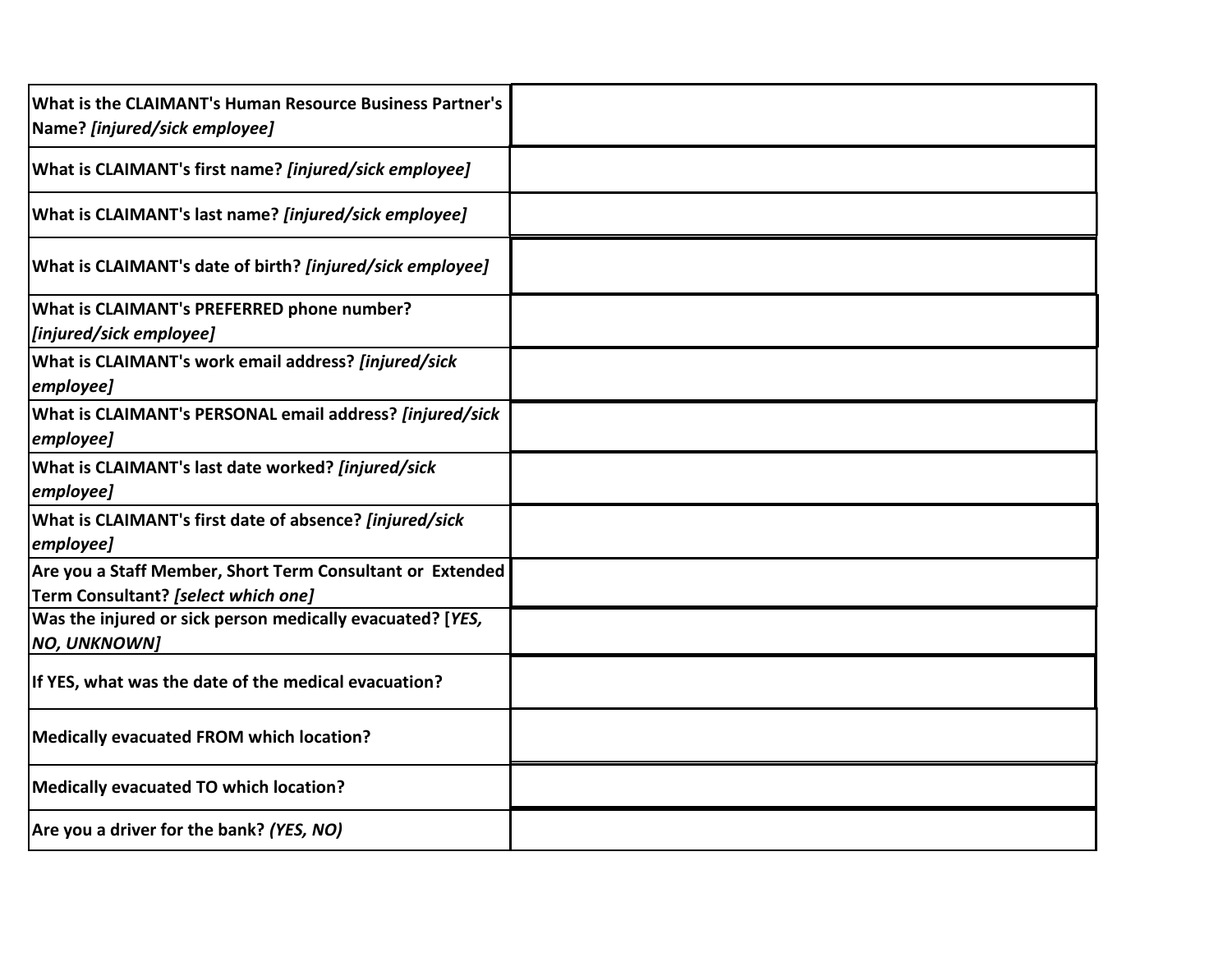| | |
|---|---|
| **What is the CLAIMANT's Human Resource Business Partner's Name? *[injured/sick employee]*** | |
| **What is CLAIMANT's first name? *[injured/sick employee]*** | |
| **What is CLAIMANT's last name? *[injured/sick employee]*** | |
| **What is CLAIMANT's date of birth? *[injured/sick employee]*** | |
| **What is CLAIMANT's PREFERRED phone number? *[injured/sick employee]*** | |
| **What is CLAIMANT's work email address? *[injured/sick employee]*** | |
| **What is CLAIMANT's PERSONAL email address? *[injured/sick employee]*** | |
| **What is CLAIMANT's last date worked? *[injured/sick employee]*** | |
| **What is CLAIMANT's first date of absence? *[injured/sick employee]*** | |
| **Are you a Staff Member, Short Term Consultant or Extended Term Consultant? *[select which one]*** | |
| **Was the injured or sick person medically evacuated? [*YES, NO, UNKNOWN]*** | |
| **If YES, what was the date of the medical evacuation?** | |
| **Medically evacuated FROM which location?** | |
| **Medically evacuated TO which location?** | |
| **Are you a driver for the bank? *(YES, NO)*** | |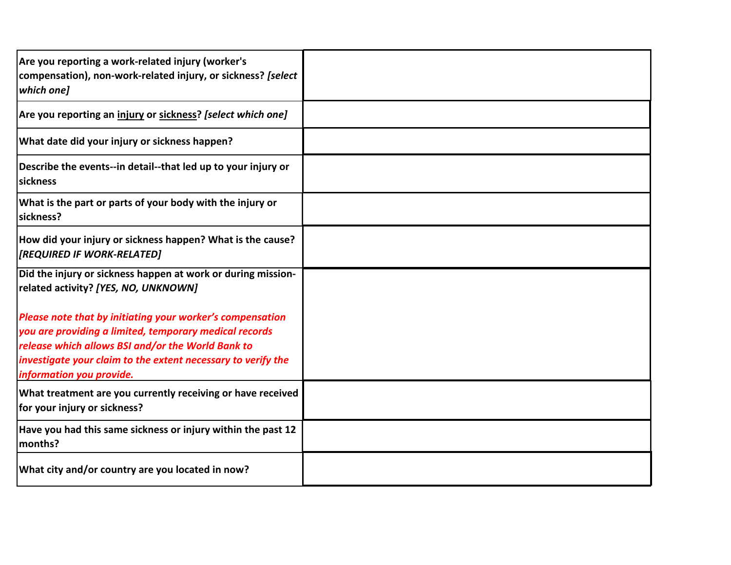| | |
|---|---|
| **Are you reporting a work-related injury (worker's compensation), non-work-related injury, or sickness? *[select which one]*** | |
| **Are you reporting an <u>injury</u> or <u>sickness</u>? *[select which one]*** | |
| **What date did your injury or sickness happen?** | |
| **Describe the events--in detail--that led up to your injury or sickness** | |
| **What is the part or parts of your body with the injury or sickness?** | |
| **How did your injury or sickness happen? What is the cause? *[REQUIRED IF WORK-RELATED]*** | |
| **Did the injury or sickness happen at work or during mission-related activity? *[YES, NO, UNKNOWN]***<br><br>***Please note that by initiating your worker's compensation you are providing a limited, temporary medical records release which allows BSI and/or the World Bank to investigate your claim to the extent necessary to verify the information you provide.*** | |
| **What treatment are you currently receiving or have received for your injury or sickness?** | |
| **Have you had this same sickness or injury within the past 12 months?** | |
| **What city and/or country are you located in now?** | |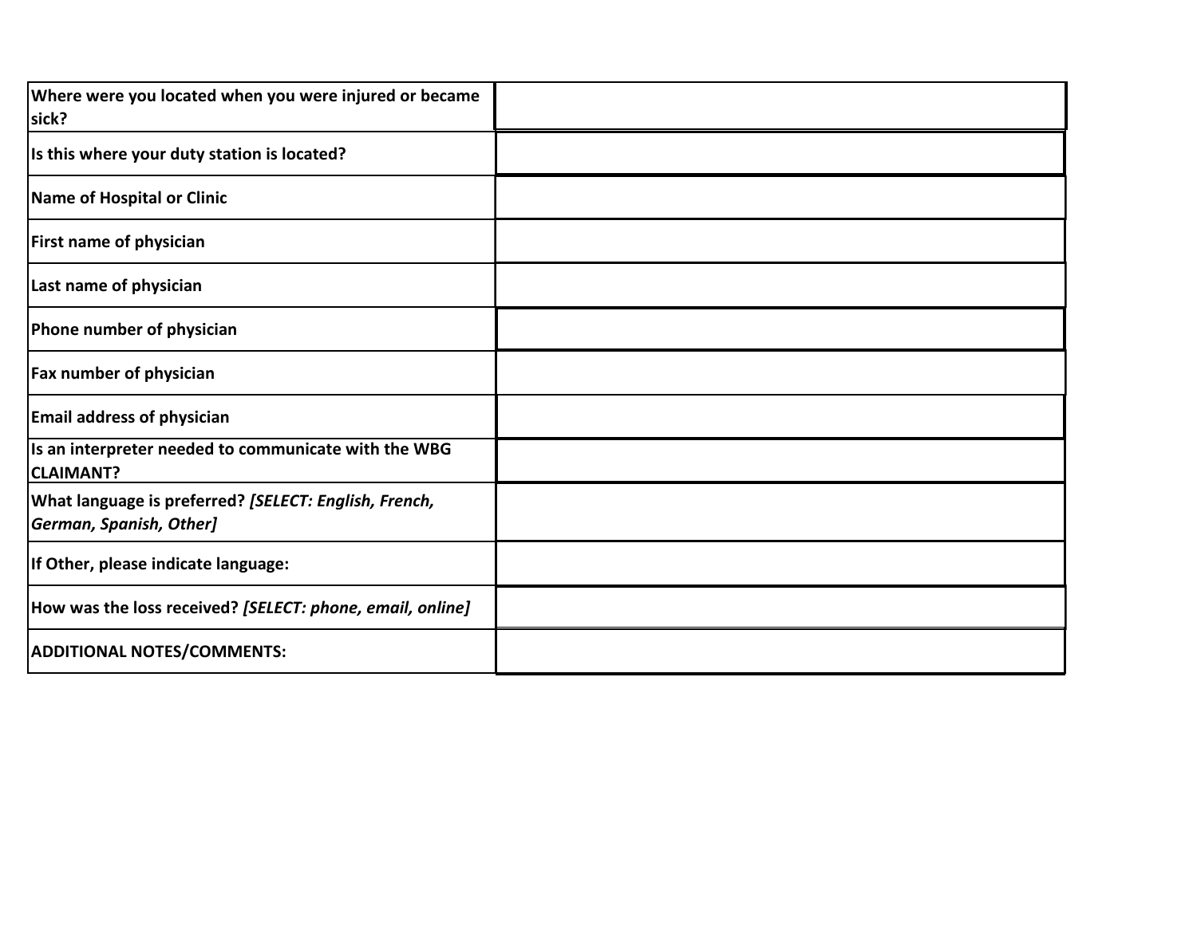| | |
|---|---|
| **Where were you located when you were injured or became sick?** | |
| **Is this where your duty station is located?** | |
| **Name of Hospital or Clinic** | |
| **First name of physician** | |
| **Last name of physician** | |
| **Phone number of physician** | |
| **Fax number of physician** | |
| **Email address of physician** | |
| **Is an interpreter needed to communicate with the WBG CLAIMANT?** | |
| **What language is preferred?** ***[SELECT: English, French, German, Spanish, Other]*** | |
| **If Other, please indicate language:** | |
| **How was the loss received?** ***[SELECT: phone, email, online]*** | |
| **ADDITIONAL NOTES/COMMENTS:** | |